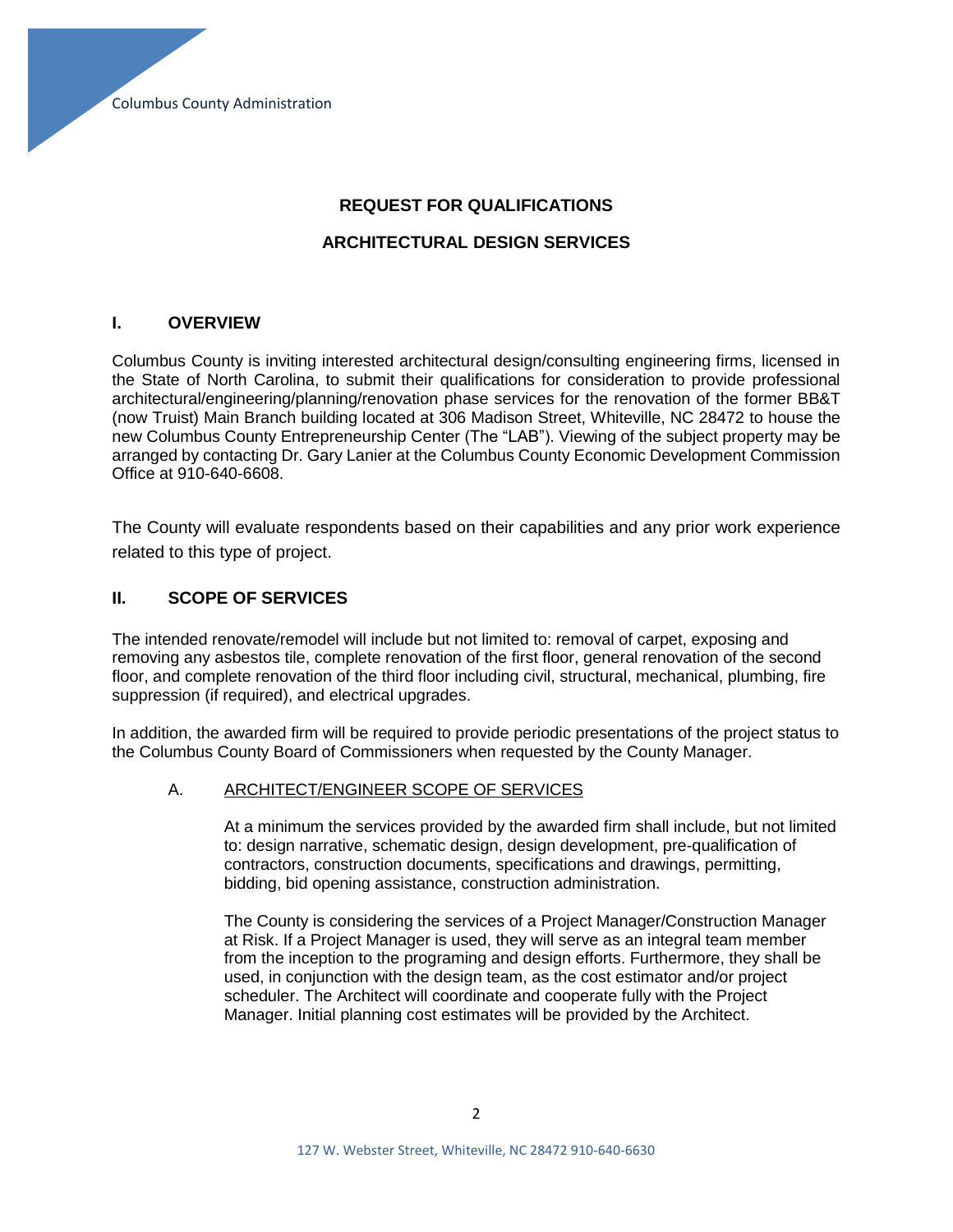# REQUEST FOR QUALIFICATIONS

# ARCHITECTURAL DESIGN SERVICES

## I. OVERVIEW

Columbus County is inviting interested architectural design/consulting engineering firms, licensed in the State of North Carolina, to submit their qualifications for consideration to provide professional architectural/engineering/planning/renovation phase services for the renovation of the former BB&T (now Truist) Main Branch building located at 306 Madison Street, Whiteville, NC 28472 to house the new Columbus County Entrepreneurship Center (The "LAB"). Viewing of the subject property may be arranged by contacting Dr. Gary Lanier at the Columbus County Economic Development Commission Office at 910-640-6608.

The County will evaluate respondents based on their capabilities and any prior work experience related to this type of project.

## II. SCOPE OF SERVICES

The intended renovate/remodel will include but not limited to: removal of carpet, exposing and removing any asbestos tile, complete renovation of the first floor, general renovation of the second floor, and complete renovation of the third floor including civil, structural, mechanical, plumbing, fire suppression (if required), and electrical upgrades.

In addition, the awarded firm will be required to provide periodic presentations of the project status to the Columbus County Board of Commissioners when requested by the County Manager.

### A. ARCHITECT/ENGINEER SCOPE OF SERVICES

At a minimum the services provided by the awarded firm shall include, but not limited to: design narrative, schematic design, design development, pre-qualification of contractors, construction documents, specifications and drawings, permitting, bidding, bid opening assistance, construction administration.

The County is considering the services of a Project Manager/Construction Manager at Risk. If a Project Manager is used, they will serve as an integral team member from the inception to the programing and design efforts. Furthermore, they shall be used, in conjunction with the design team, as the cost estimator and/or project scheduler. The Architect will coordinate and cooperate fully with the Project Manager. Initial planning cost estimates will be provided by the Architect.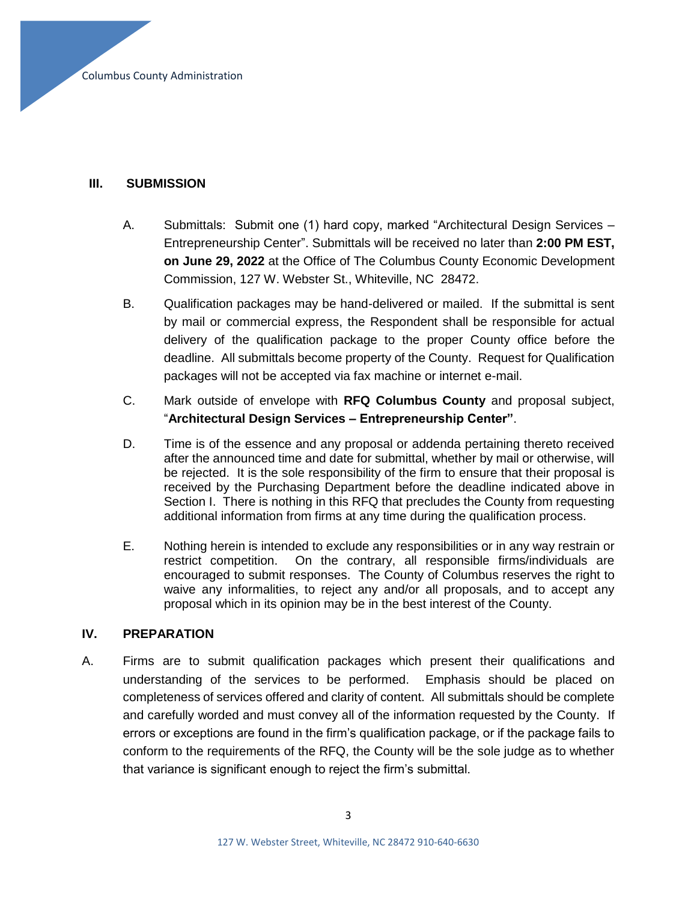## III. SUBMISSION

A. Submittals: Submit one (1) hard copy, marked "Architectural Design Services – Entrepreneurship Center". Submittals will be received no later than **2:00 PM EST, on June 29, 2022** at the Office of The Columbus County Economic Development Commission, 127 W. Webster St., Whiteville, NC 28472.

B. Qualification packages may be hand-delivered or mailed. If the submittal is sent by mail or commercial express, the Respondent shall be responsible for actual delivery of the qualification package to the proper County office before the deadline. All submittals become property of the County. Request for Qualification packages will not be accepted via fax machine or internet e-mail.

C. Mark outside of envelope with **RFQ Columbus County** and proposal subject, "**Architectural Design Services – Entrepreneurship Center"**.

D. Time is of the essence and any proposal or addenda pertaining thereto received after the announced time and date for submittal, whether by mail or otherwise, will be rejected. It is the sole responsibility of the firm to ensure that their proposal is received by the Purchasing Department before the deadline indicated above in Section I. There is nothing in this RFQ that precludes the County from requesting additional information from firms at any time during the qualification process.

E. Nothing herein is intended to exclude any responsibilities or in any way restrain or restrict competition. On the contrary, all responsible firms/individuals are encouraged to submit responses. The County of Columbus reserves the right to waive any informalities, to reject any and/or all proposals, and to accept any proposal which in its opinion may be in the best interest of the County.

## IV. PREPARATION

A. Firms are to submit qualification packages which present their qualifications and understanding of the services to be performed. Emphasis should be placed on completeness of services offered and clarity of content. All submittals should be complete and carefully worded and must convey all of the information requested by the County. If errors or exceptions are found in the firm's qualification package, or if the package fails to conform to the requirements of the RFQ, the County will be the sole judge as to whether that variance is significant enough to reject the firm's submittal.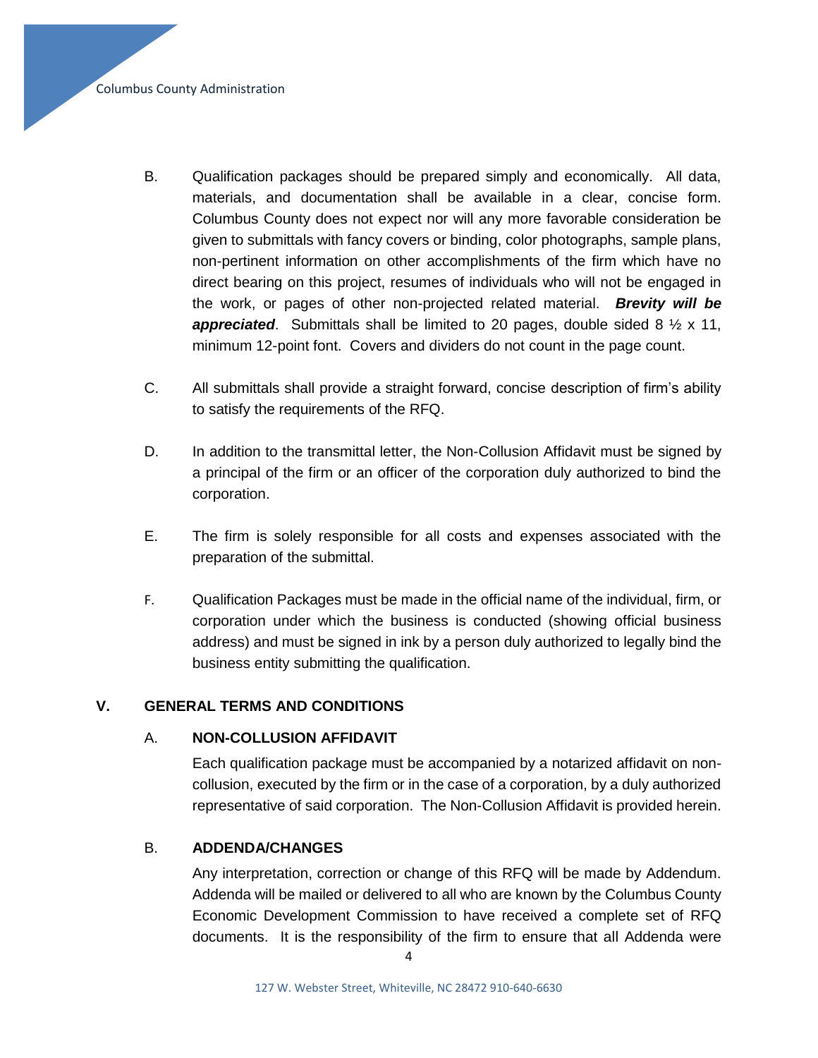B. Qualification packages should be prepared simply and economically. All data, materials, and documentation shall be available in a clear, concise form. Columbus County does not expect nor will any more favorable consideration be given to submittals with fancy covers or binding, color photographs, sample plans, non-pertinent information on other accomplishments of the firm which have no direct bearing on this project, resumes of individuals who will not be engaged in the work, or pages of other non-projected related material. ***Brevity will be appreciated***. Submittals shall be limited to 20 pages, double sided 8 ½ x 11, minimum 12-point font. Covers and dividers do not count in the page count.

C. All submittals shall provide a straight forward, concise description of firm's ability to satisfy the requirements of the RFQ.

D. In addition to the transmittal letter, the Non-Collusion Affidavit must be signed by a principal of the firm or an officer of the corporation duly authorized to bind the corporation.

E. The firm is solely responsible for all costs and expenses associated with the preparation of the submittal.

F. Qualification Packages must be made in the official name of the individual, firm, or corporation under which the business is conducted (showing official business address) and must be signed in ink by a person duly authorized to legally bind the business entity submitting the qualification.

## V. GENERAL TERMS AND CONDITIONS

### A. NON-COLLUSION AFFIDAVIT

Each qualification package must be accompanied by a notarized affidavit on non-collusion, executed by the firm or in the case of a corporation, by a duly authorized representative of said corporation. The Non-Collusion Affidavit is provided herein.

### B. ADDENDA/CHANGES

Any interpretation, correction or change of this RFQ will be made by Addendum. Addenda will be mailed or delivered to all who are known by the Columbus County Economic Development Commission to have received a complete set of RFQ documents. It is the responsibility of the firm to ensure that all Addenda were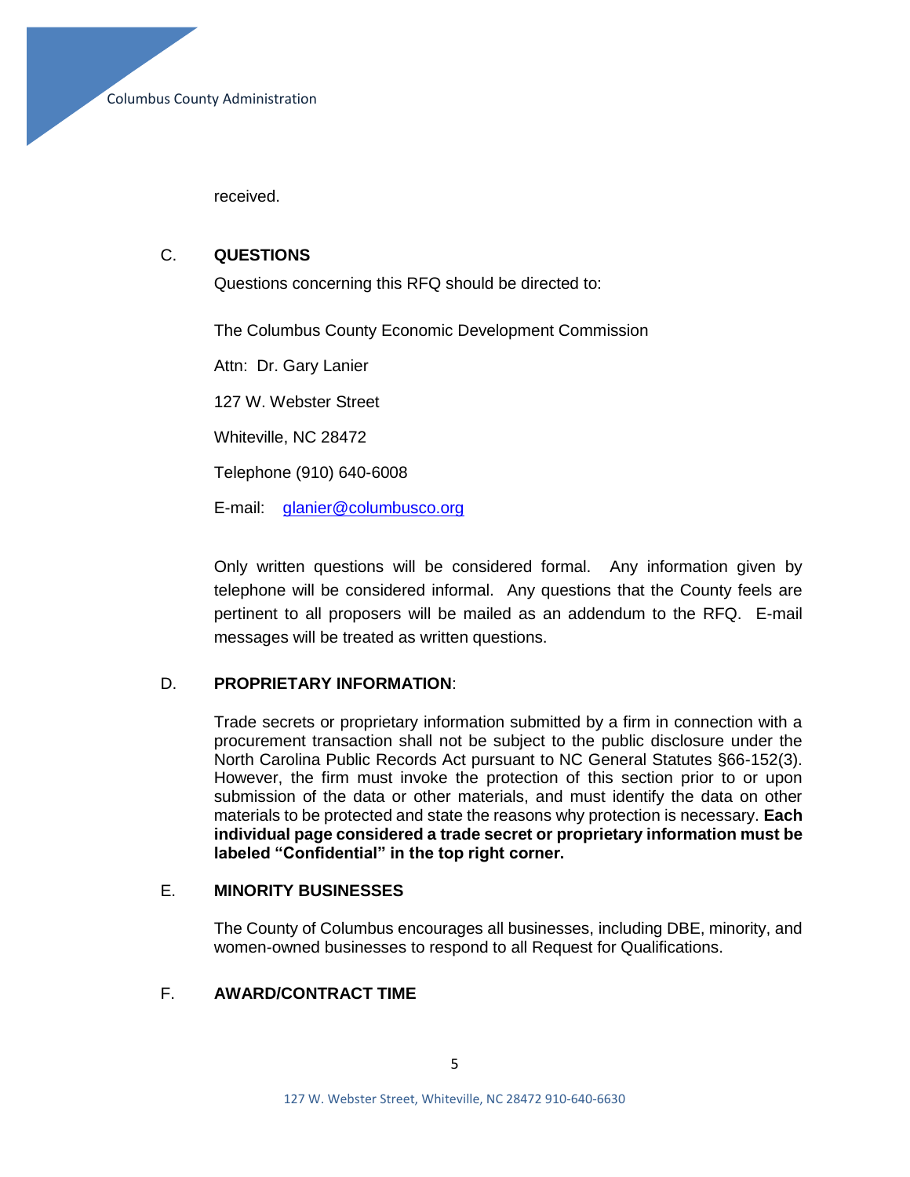received.

## C. QUESTIONS

Questions concerning this RFQ should be directed to:

The Columbus County Economic Development Commission

Attn: Dr. Gary Lanier

127 W. Webster Street

Whiteville, NC 28472

Telephone (910) 640-6008

E-mail: glanier@columbusco.org

Only written questions will be considered formal. Any information given by telephone will be considered informal. Any questions that the County feels are pertinent to all proposers will be mailed as an addendum to the RFQ. E-mail messages will be treated as written questions.

## D. PROPRIETARY INFORMATION:

Trade secrets or proprietary information submitted by a firm in connection with a procurement transaction shall not be subject to the public disclosure under the North Carolina Public Records Act pursuant to NC General Statutes §66-152(3). However, the firm must invoke the protection of this section prior to or upon submission of the data or other materials, and must identify the data on other materials to be protected and state the reasons why protection is necessary. **Each individual page considered a trade secret or proprietary information must be labeled "Confidential" in the top right corner.**

## E. MINORITY BUSINESSES

The County of Columbus encourages all businesses, including DBE, minority, and women-owned businesses to respond to all Request for Qualifications.

## F. AWARD/CONTRACT TIME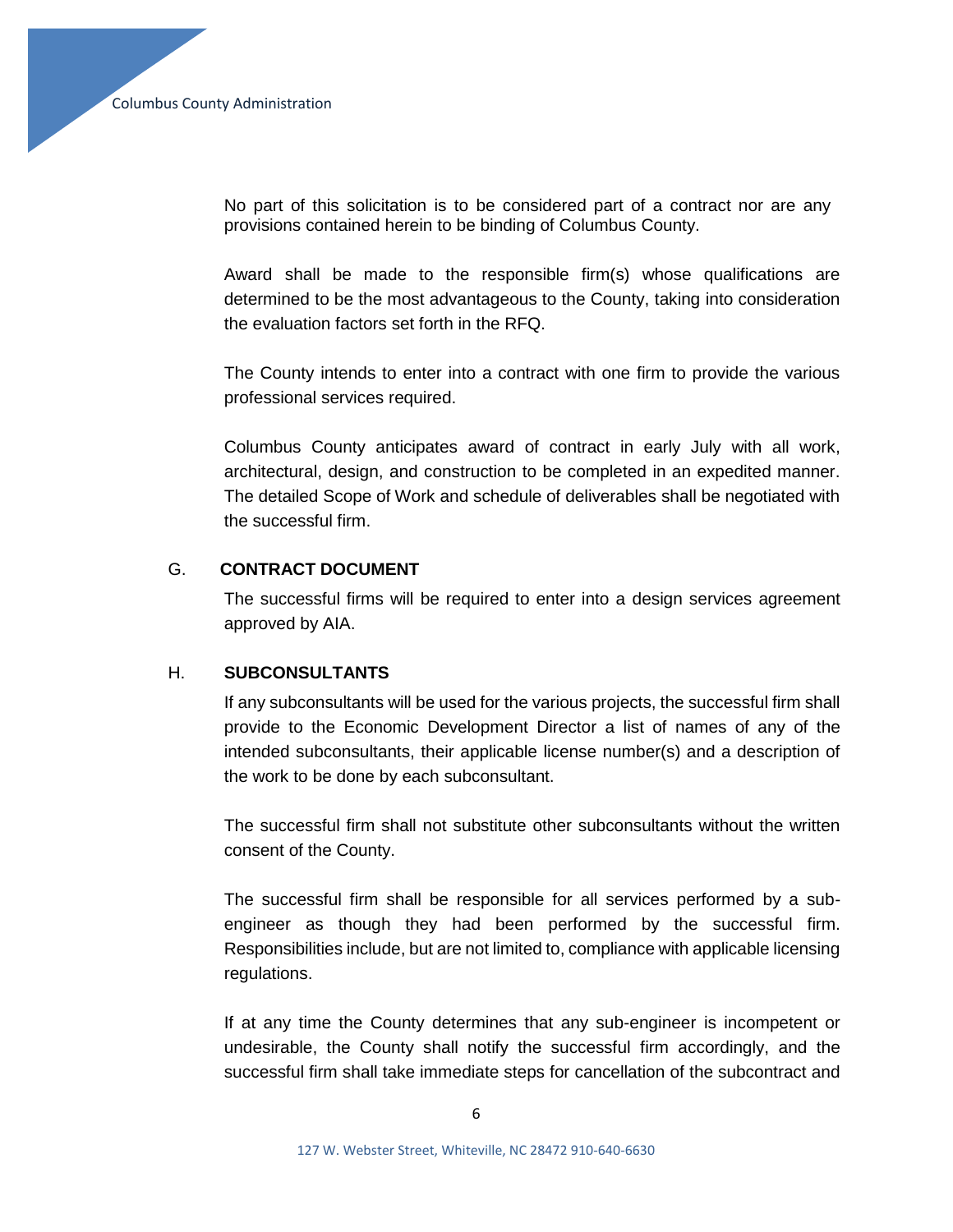No part of this solicitation is to be considered part of a contract nor are any provisions contained herein to be binding of Columbus County.

Award shall be made to the responsible firm(s) whose qualifications are determined to be the most advantageous to the County, taking into consideration the evaluation factors set forth in the RFQ.

The County intends to enter into a contract with one firm to provide the various professional services required.

Columbus County anticipates award of contract in early July with all work, architectural, design, and construction to be completed in an expedited manner. The detailed Scope of Work and schedule of deliverables shall be negotiated with the successful firm.

### G. CONTRACT DOCUMENT

The successful firms will be required to enter into a design services agreement approved by AIA.

### H. SUBCONSULTANTS

If any subconsultants will be used for the various projects, the successful firm shall provide to the Economic Development Director a list of names of any of the intended subconsultants, their applicable license number(s) and a description of the work to be done by each subconsultant.

The successful firm shall not substitute other subconsultants without the written consent of the County.

The successful firm shall be responsible for all services performed by a sub-engineer as though they had been performed by the successful firm. Responsibilities include, but are not limited to, compliance with applicable licensing regulations.

If at any time the County determines that any sub-engineer is incompetent or undesirable, the County shall notify the successful firm accordingly, and the successful firm shall take immediate steps for cancellation of the subcontract and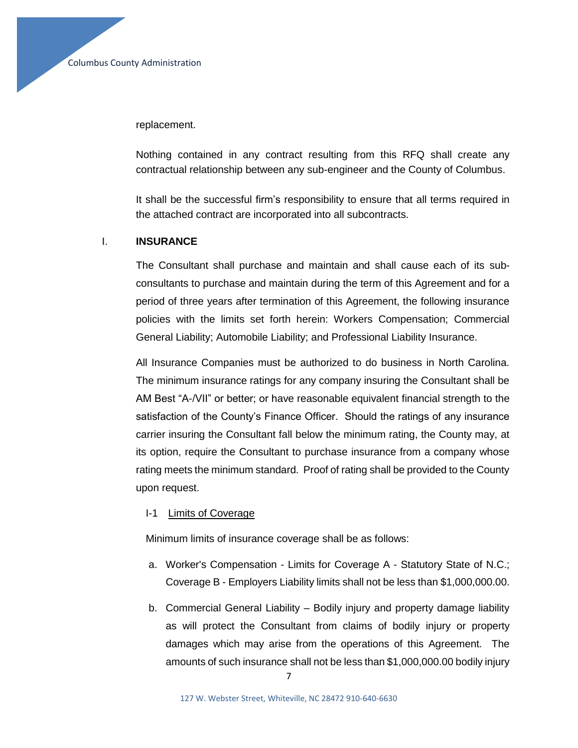replacement.

Nothing contained in any contract resulting from this RFQ shall create any contractual relationship between any sub-engineer and the County of Columbus.

It shall be the successful firm's responsibility to ensure that all terms required in the attached contract are incorporated into all subcontracts.

## I. INSURANCE

The Consultant shall purchase and maintain and shall cause each of its sub-consultants to purchase and maintain during the term of this Agreement and for a period of three years after termination of this Agreement, the following insurance policies with the limits set forth herein: Workers Compensation; Commercial General Liability; Automobile Liability; and Professional Liability Insurance.

All Insurance Companies must be authorized to do business in North Carolina. The minimum insurance ratings for any company insuring the Consultant shall be AM Best "A-/VII" or better; or have reasonable equivalent financial strength to the satisfaction of the County's Finance Officer. Should the ratings of any insurance carrier insuring the Consultant fall below the minimum rating, the County may, at its option, require the Consultant to purchase insurance from a company whose rating meets the minimum standard. Proof of rating shall be provided to the County upon request.

### I-1 Limits of Coverage

Minimum limits of insurance coverage shall be as follows:

a. Worker's Compensation - Limits for Coverage A - Statutory State of N.C.; Coverage B - Employers Liability limits shall not be less than $1,000,000.00.

b. Commercial General Liability – Bodily injury and property damage liability as will protect the Consultant from claims of bodily injury or property damages which may arise from the operations of this Agreement. The amounts of such insurance shall not be less than $1,000,000.00 bodily injury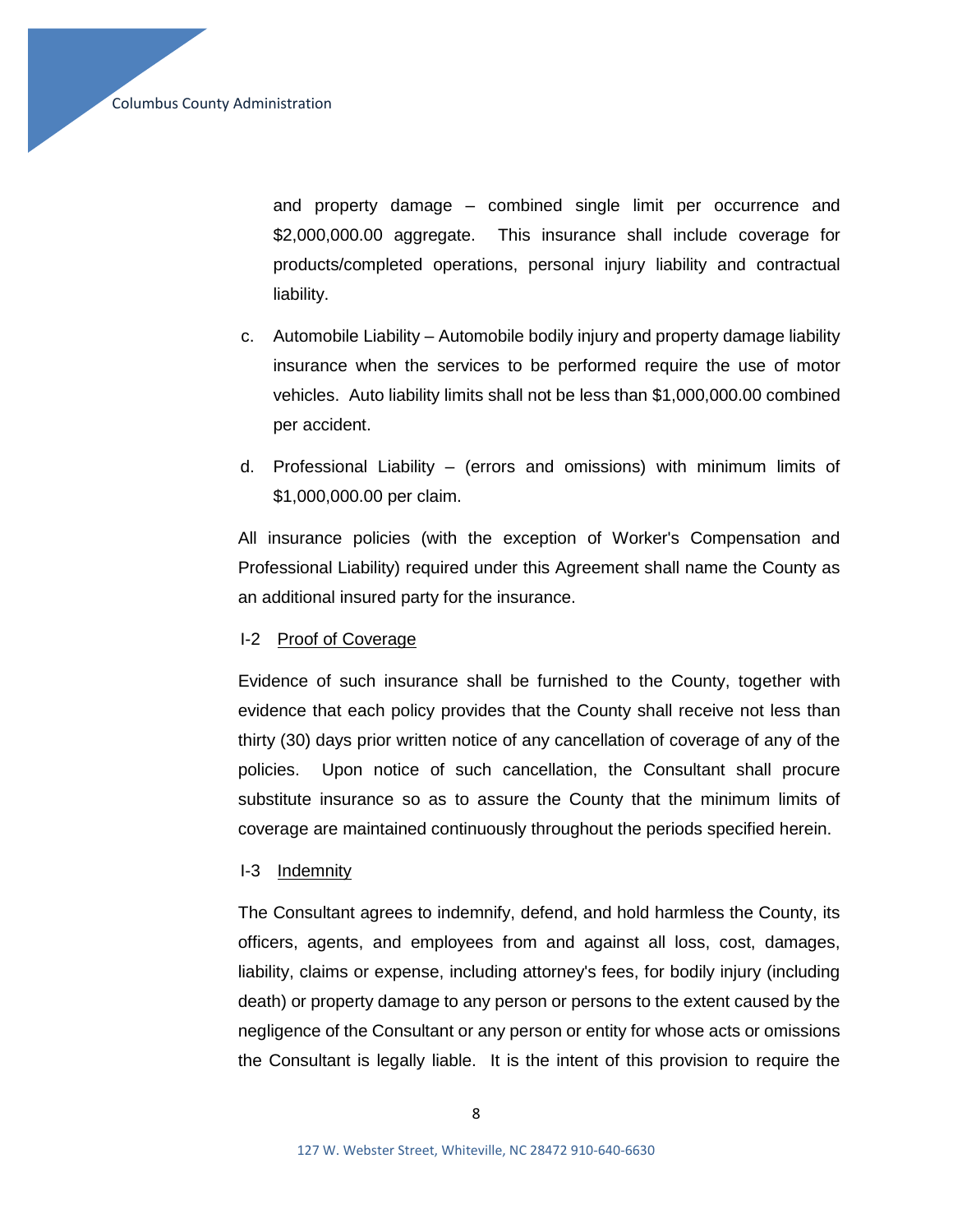and property damage – combined single limit per occurrence and $2,000,000.00 aggregate. This insurance shall include coverage for products/completed operations, personal injury liability and contractual liability.

c. Automobile Liability – Automobile bodily injury and property damage liability insurance when the services to be performed require the use of motor vehicles. Auto liability limits shall not be less than $1,000,000.00 combined per accident.

d. Professional Liability – (errors and omissions) with minimum limits of $1,000,000.00 per claim.

All insurance policies (with the exception of Worker's Compensation and Professional Liability) required under this Agreement shall name the County as an additional insured party for the insurance.

I-2 Proof of Coverage

Evidence of such insurance shall be furnished to the County, together with evidence that each policy provides that the County shall receive not less than thirty (30) days prior written notice of any cancellation of coverage of any of the policies. Upon notice of such cancellation, the Consultant shall procure substitute insurance so as to assure the County that the minimum limits of coverage are maintained continuously throughout the periods specified herein.

I-3 Indemnity

The Consultant agrees to indemnify, defend, and hold harmless the County, its officers, agents, and employees from and against all loss, cost, damages, liability, claims or expense, including attorney's fees, for bodily injury (including death) or property damage to any person or persons to the extent caused by the negligence of the Consultant or any person or entity for whose acts or omissions the Consultant is legally liable. It is the intent of this provision to require the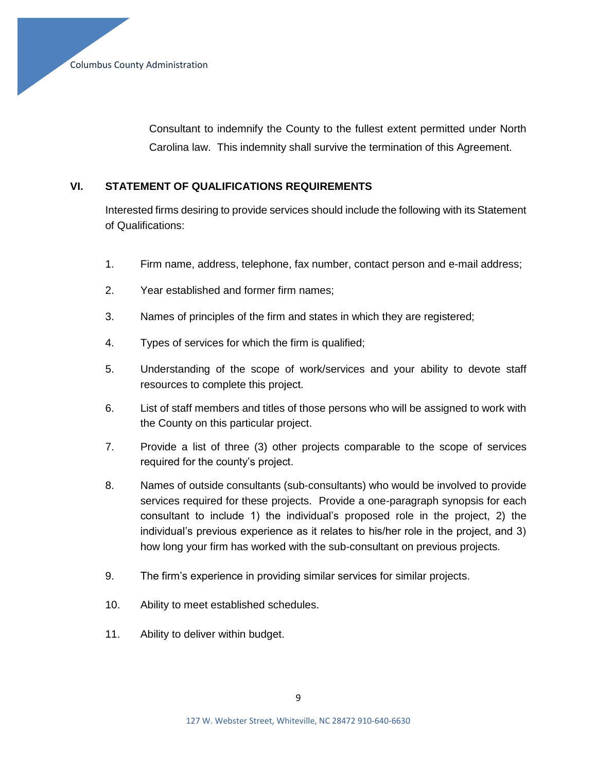Consultant to indemnify the County to the fullest extent permitted under North Carolina law. This indemnity shall survive the termination of this Agreement.

## VI. STATEMENT OF QUALIFICATIONS REQUIREMENTS

Interested firms desiring to provide services should include the following with its Statement of Qualifications:

1. Firm name, address, telephone, fax number, contact person and e-mail address;
2. Year established and former firm names;
3. Names of principles of the firm and states in which they are registered;
4. Types of services for which the firm is qualified;
5. Understanding of the scope of work/services and your ability to devote staff resources to complete this project.
6. List of staff members and titles of those persons who will be assigned to work with the County on this particular project.
7. Provide a list of three (3) other projects comparable to the scope of services required for the county's project.
8. Names of outside consultants (sub-consultants) who would be involved to provide services required for these projects. Provide a one-paragraph synopsis for each consultant to include 1) the individual's proposed role in the project, 2) the individual's previous experience as it relates to his/her role in the project, and 3) how long your firm has worked with the sub-consultant on previous projects.
9. The firm's experience in providing similar services for similar projects.
10. Ability to meet established schedules.
11. Ability to deliver within budget.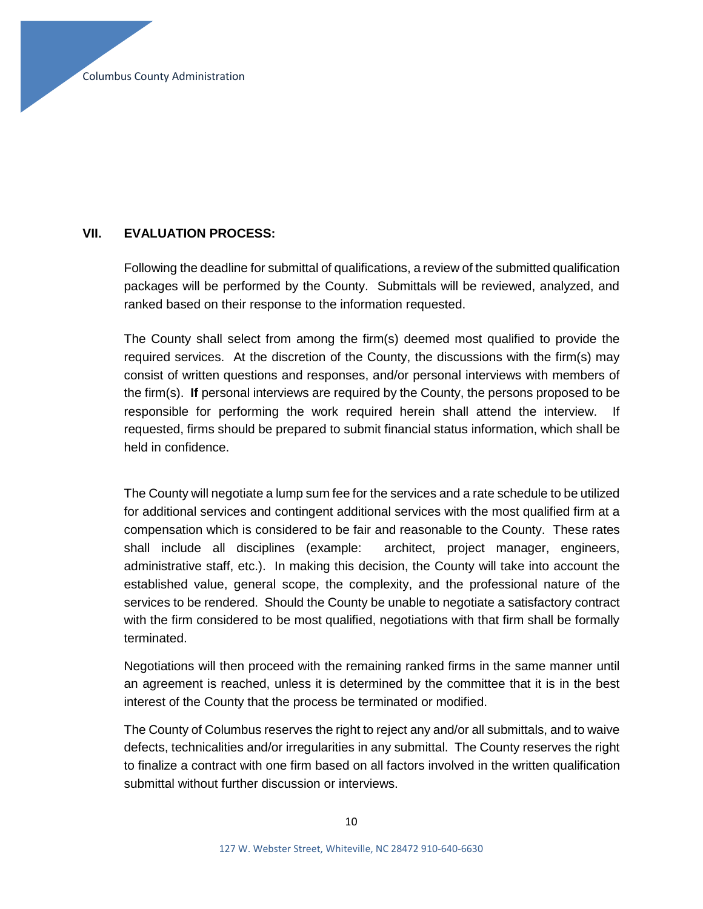## VII. EVALUATION PROCESS:

Following the deadline for submittal of qualifications, a review of the submitted qualification packages will be performed by the County. Submittals will be reviewed, analyzed, and ranked based on their response to the information requested.

The County shall select from among the firm(s) deemed most qualified to provide the required services. At the discretion of the County, the discussions with the firm(s) may consist of written questions and responses, and/or personal interviews with members of the firm(s). **If** personal interviews are required by the County, the persons proposed to be responsible for performing the work required herein shall attend the interview. If requested, firms should be prepared to submit financial status information, which shall be held in confidence.

The County will negotiate a lump sum fee for the services and a rate schedule to be utilized for additional services and contingent additional services with the most qualified firm at a compensation which is considered to be fair and reasonable to the County. These rates shall include all disciplines (example: architect, project manager, engineers, administrative staff, etc.). In making this decision, the County will take into account the established value, general scope, the complexity, and the professional nature of the services to be rendered. Should the County be unable to negotiate a satisfactory contract with the firm considered to be most qualified, negotiations with that firm shall be formally terminated.

Negotiations will then proceed with the remaining ranked firms in the same manner until an agreement is reached, unless it is determined by the committee that it is in the best interest of the County that the process be terminated or modified.

The County of Columbus reserves the right to reject any and/or all submittals, and to waive defects, technicalities and/or irregularities in any submittal. The County reserves the right to finalize a contract with one firm based on all factors involved in the written qualification submittal without further discussion or interviews.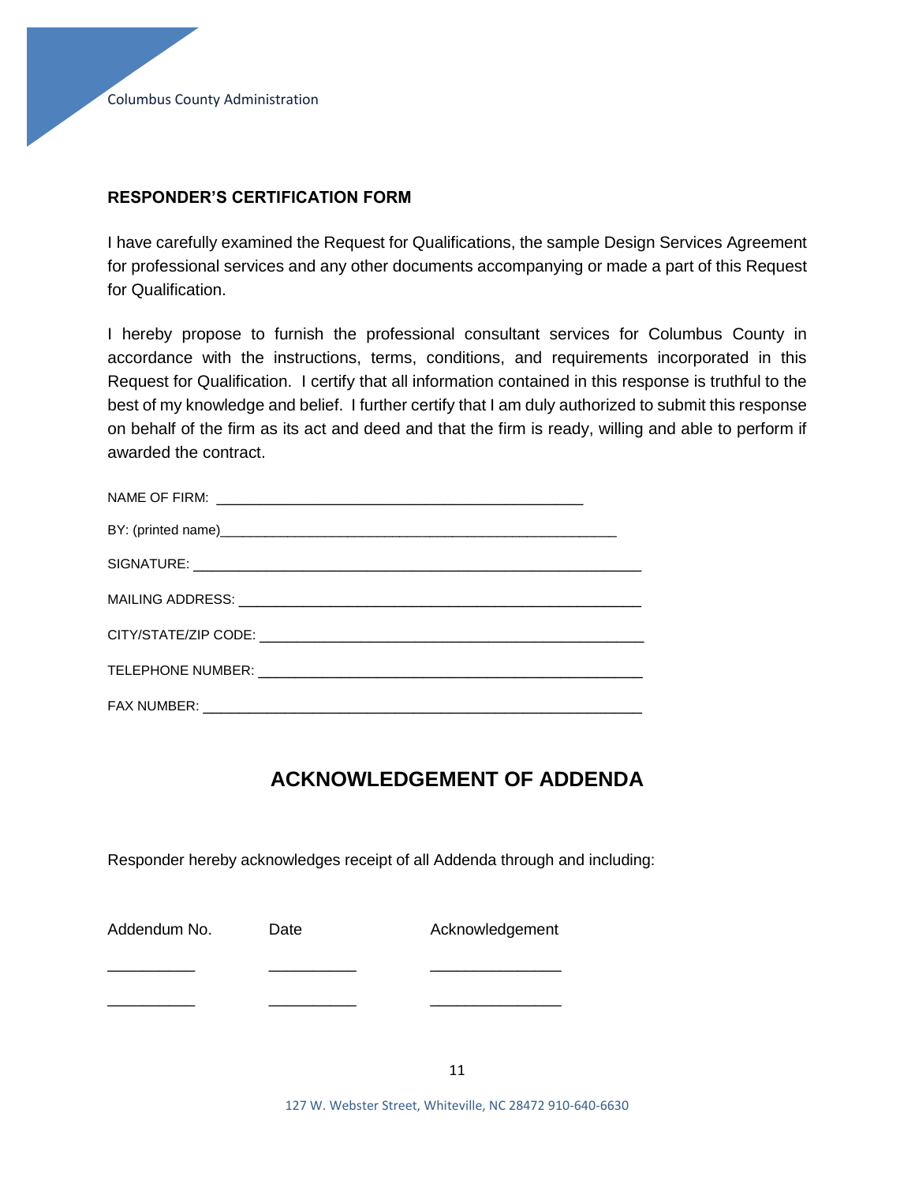**RESPONDER'S CERTIFICATION FORM**

I have carefully examined the Request for Qualifications, the sample Design Services Agreement for professional services and any other documents accompanying or made a part of this Request for Qualification.

I hereby propose to furnish the professional consultant services for Columbus County in accordance with the instructions, terms, conditions, and requirements incorporated in this Request for Qualification. I certify that all information contained in this response is truthful to the best of my knowledge and belief. I further certify that I am duly authorized to submit this response on behalf of the firm as its act and deed and that the firm is ready, willing and able to perform if awarded the contract.

NAME OF FIRM: _______________________________________________

BY: (printed name)______________________________________________________

SIGNATURE: ________________________________________________________

MAILING ADDRESS: ___________________________________________________

CITY/STATE/ZIP CODE: _______________________________________________

TELEPHONE NUMBER: ________________________________________________

FAX NUMBER: ______________________________________________________

## ACKNOWLEDGEMENT OF ADDENDA

Responder hereby acknowledges receipt of all Addenda through and including:

| Addendum No. | Date | Acknowledgement |
|---|---|---|
| __________ | __________ | _______________ |
| __________ | __________ | _______________ |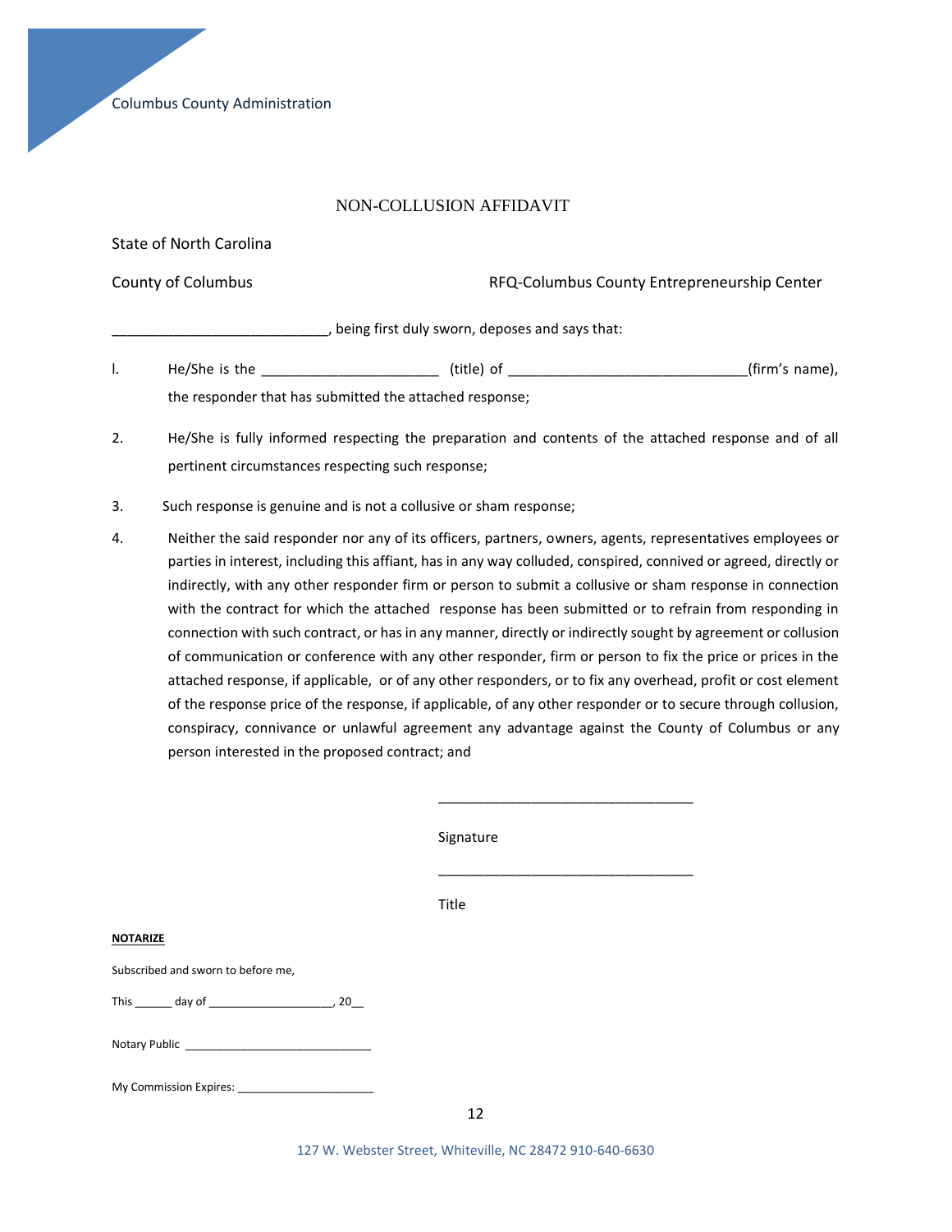# NON-COLLUSION AFFIDAVIT

State of North Carolina

County of Columbus RFQ-Columbus County Entrepreneurship Center

____________________________, being first duly sworn, deposes and says that:

l. He/She is the _______________________ (title) of _______________________________(firm's name), the responder that has submitted the attached response;

2. He/She is fully informed respecting the preparation and contents of the attached response and of all pertinent circumstances respecting such response;

3. Such response is genuine and is not a collusive or sham response;

4. Neither the said responder nor any of its officers, partners, owners, agents, representatives employees or parties in interest, including this affiant, has in any way colluded, conspired, connived or agreed, directly or indirectly, with any other responder firm or person to submit a collusive or sham response in connection with the contract for which the attached response has been submitted or to refrain from responding in connection with such contract, or has in any manner, directly or indirectly sought by agreement or collusion of communication or conference with any other responder, firm or person to fix the price or prices in the attached response, if applicable, or of any other responders, or to fix any overhead, profit or cost element of the response price of the response, if applicable, of any other responder or to secure through collusion, conspiracy, connivance or unlawful agreement any advantage against the County of Columbus or any person interested in the proposed contract; and

_________________________________

Signature

_________________________________

Title

**NOTARIZE**

Subscribed and sworn to before me,

This ______ day of ____________________, 20__

Notary Public _____________________________

My Commission Expires: ______________________

127 W. Webster Street, Whiteville, NC 28472 910-640-6630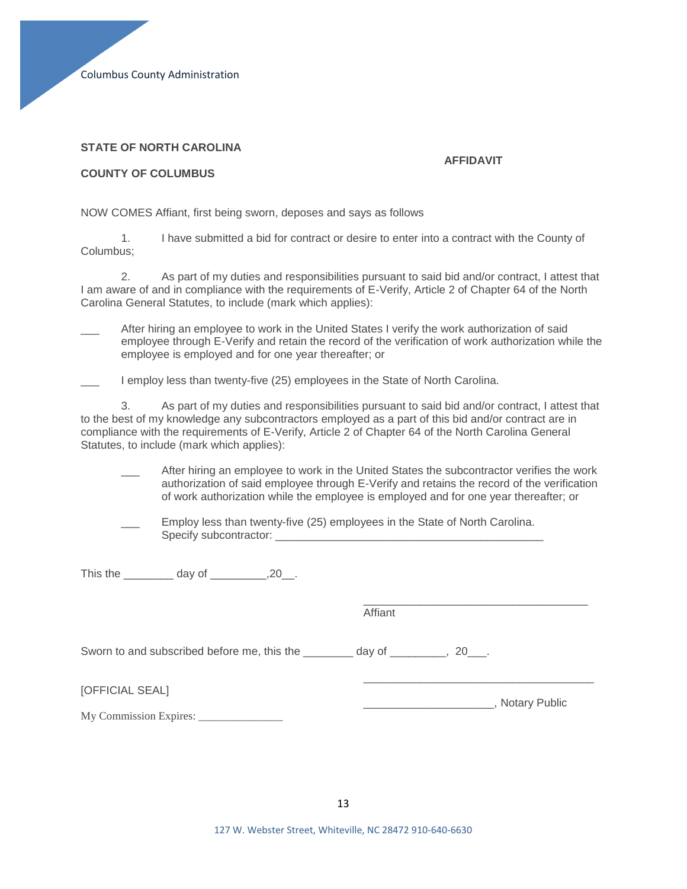Columbus County Administration

**STATE OF NORTH CAROLINA**

**AFFIDAVIT**

**COUNTY OF COLUMBUS**

NOW COMES Affiant, first being sworn, deposes and says as follows

1. I have submitted a bid for contract or desire to enter into a contract with the County of Columbus;

2. As part of my duties and responsibilities pursuant to said bid and/or contract, I attest that I am aware of and in compliance with the requirements of E-Verify, Article 2 of Chapter 64 of the North Carolina General Statutes, to include (mark which applies):

___ After hiring an employee to work in the United States I verify the work authorization of said employee through E-Verify and retain the record of the verification of work authorization while the employee is employed and for one year thereafter; or

___ I employ less than twenty-five (25) employees in the State of North Carolina.

3. As part of my duties and responsibilities pursuant to said bid and/or contract, I attest that to the best of my knowledge any subcontractors employed as a part of this bid and/or contract are in compliance with the requirements of E-Verify, Article 2 of Chapter 64 of the North Carolina General Statutes, to include (mark which applies):

___ After hiring an employee to work in the United States the subcontractor verifies the work authorization of said employee through E-Verify and retains the record of the verification of work authorization while the employee is employed and for one year thereafter; or

___ Employ less than twenty-five (25) employees in the State of North Carolina.
Specify subcontractor: ___________________________________________

This the ________ day of _________,20__.

___________________________________
Affiant

Sworn to and subscribed before me, this the ________ day of _________, 20___.

_____________________________________

[OFFICIAL SEAL]

_____________________, Notary Public

My Commission Expires: _______________

127 W. Webster Street, Whiteville, NC 28472 910-640-6630